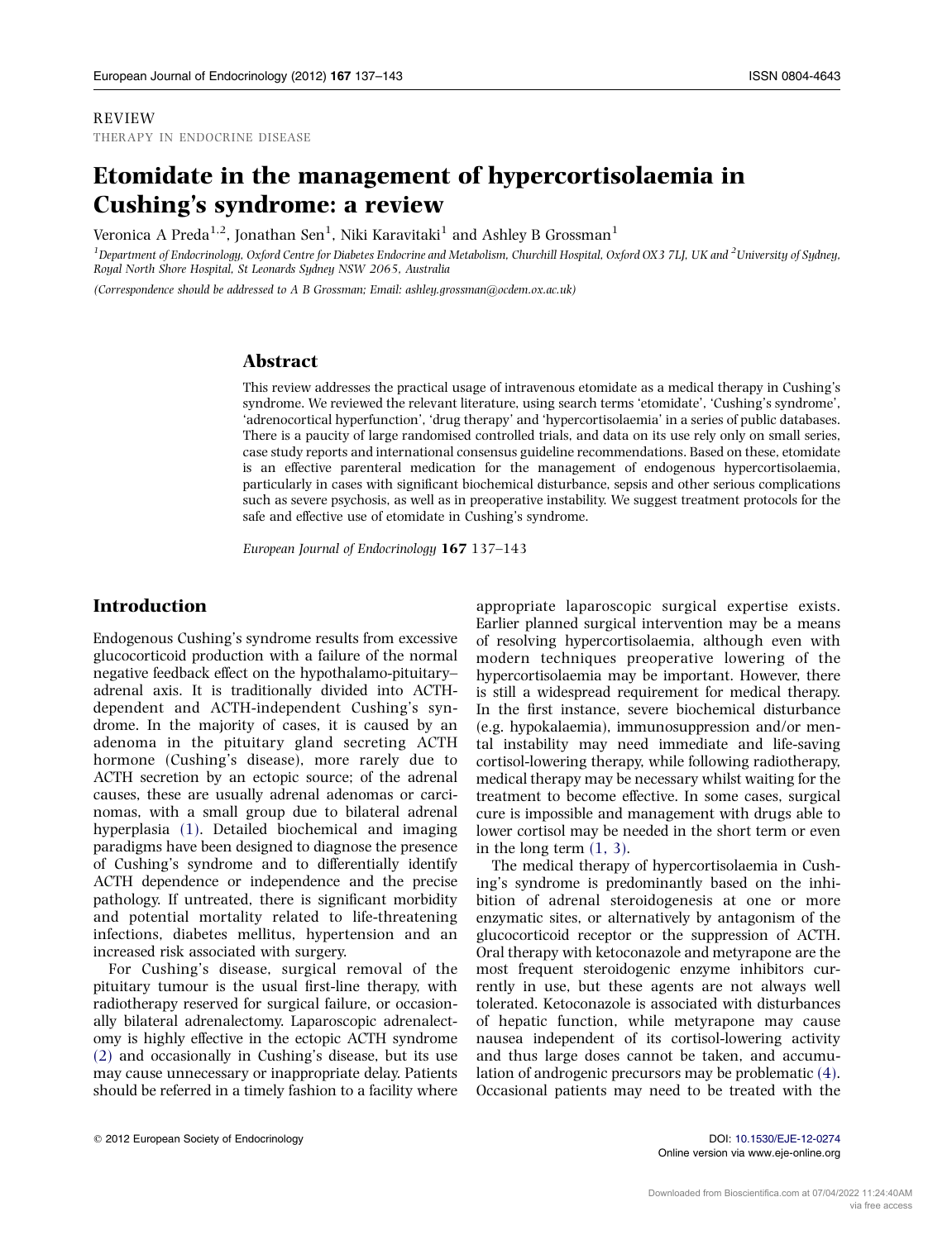REVIEW

THERAPY IN ENDOCRINE DISEASE

# Etomidate in the management of hypercortisolaemia in Cushing's syndrome: a review

Veronica A Preda[1,2], Jonathan Sen[1], Niki Karavitaki[1] and Ashley B Grossman[1]

[1]Department of Endocrinology, Oxford Centre for Diabetes Endocrine and Metabolism, Churchill Hospital, Oxford OX3 7LJ, UK and [2]University of Sydney, Royal North Shore Hospital, St Leonards Sydney NSW 2065, Australia

(Correspondence should be addressed to A B Grossman; Email: ashley.grossman@ocdem.ox.ac.uk)

## Abstract

This review addresses the practical usage of intravenous etomidate as a medical therapy in Cushing's syndrome. We reviewed the relevant literature, using search terms 'etomidate', 'Cushing's syndrome', 'adrenocortical hyperfunction', 'drug therapy' and 'hypercortisolaemia' in a series of public databases. There is a paucity of large randomised controlled trials, and data on its use rely only on small series, case study reports and international consensus guideline recommendations. Based on these, etomidate is an effective parenteral medication for the management of endogenous hypercortisolaemia, particularly in cases with significant biochemical disturbance, sepsis and other serious complications such as severe psychosis, as well as in preoperative instability. We suggest treatment protocols for the safe and effective use of etomidate in Cushing's syndrome.

*European Journal of Endocrinology* **167** 137–143

## Introduction

Endogenous Cushing's syndrome results from excessive glucocorticoid production with a failure of the normal negative feedback effect on the hypothalamo-pituitary–adrenal axis. It is traditionally divided into ACTH-dependent and ACTH-independent Cushing's syndrome. In the majority of cases, it is caused by an adenoma in the pituitary gland secreting ACTH hormone (Cushing's disease), more rarely due to ACTH secretion by an ectopic source; of the adrenal causes, these are usually adrenal adenomas or carcinomas, with a small group due to bilateral adrenal hyperplasia (1). Detailed biochemical and imaging paradigms have been designed to diagnose the presence of Cushing's syndrome and to differentially identify ACTH dependence or independence and the precise pathology. If untreated, there is significant morbidity and potential mortality related to life-threatening infections, diabetes mellitus, hypertension and an increased risk associated with surgery.

For Cushing's disease, surgical removal of the pituitary tumour is the usual first-line therapy, with radiotherapy reserved for surgical failure, or occasionally bilateral adrenalectomy. Laparoscopic adrenalectomy is highly effective in the ectopic ACTH syndrome (2) and occasionally in Cushing's disease, but its use may cause unnecessary or inappropriate delay. Patients should be referred in a timely fashion to a facility where appropriate laparoscopic surgical expertise exists. Earlier planned surgical intervention may be a means of resolving hypercortisolaemia, although even with modern techniques preoperative lowering of the hypercortisolaemia may be important. However, there is still a widespread requirement for medical therapy. In the first instance, severe biochemical disturbance (e.g. hypokalaemia), immunosuppression and/or mental instability may need immediate and life-saving cortisol-lowering therapy, while following radiotherapy, medical therapy may be necessary whilst waiting for the treatment to become effective. In some cases, surgical cure is impossible and management with drugs able to lower cortisol may be needed in the short term or even in the long term (1, 3).

The medical therapy of hypercortisolaemia in Cushing's syndrome is predominantly based on the inhibition of adrenal steroidogenesis at one or more enzymatic sites, or alternatively by antagonism of the glucocorticoid receptor or the suppression of ACTH. Oral therapy with ketoconazole and metyrapone are the most frequent steroidogenic enzyme inhibitors currently in use, but these agents are not always well tolerated. Ketoconazole is associated with disturbances of hepatic function, while metyrapone may cause nausea independent of its cortisol-lowering activity and thus large doses cannot be taken, and accumulation of androgenic precursors may be problematic (4). Occasional patients may need to be treated with the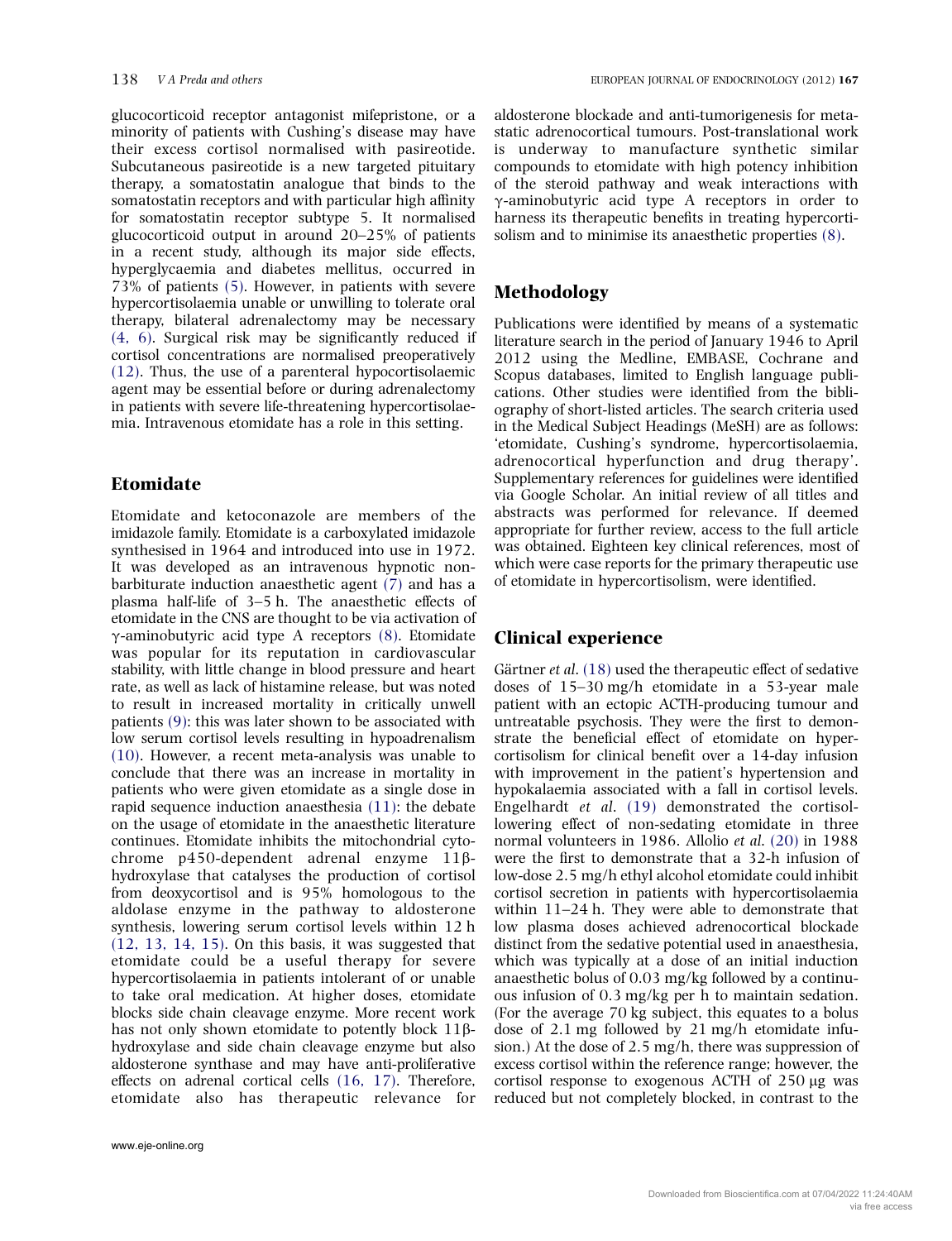glucocorticoid receptor antagonist mifepristone, or a minority of patients with Cushing's disease may have their excess cortisol normalised with pasireotide. Subcutaneous pasireotide is a new targeted pituitary therapy, a somatostatin analogue that binds to the somatostatin receptors and with particular high affinity for somatostatin receptor subtype 5. It normalised glucocorticoid output in around 20–25% of patients in a recent study, although its major side effects, hyperglycaemia and diabetes mellitus, occurred in 73% of patients (5). However, in patients with severe hypercortisolaemia unable or unwilling to tolerate oral therapy, bilateral adrenalectomy may be necessary (4, 6). Surgical risk may be significantly reduced if cortisol concentrations are normalised preoperatively (12). Thus, the use of a parenteral hypocortisolaemic agent may be essential before or during adrenalectomy in patients with severe life-threatening hypercortisolaemia. Intravenous etomidate has a role in this setting.

## Etomidate

Etomidate and ketoconazole are members of the imidazole family. Etomidate is a carboxylated imidazole synthesised in 1964 and introduced into use in 1972. It was developed as an intravenous hypnotic non-barbiturate induction anaesthetic agent (7) and has a plasma half-life of 3–5 h. The anaesthetic effects of etomidate in the CNS are thought to be via activation of γ-aminobutyric acid type A receptors (8). Etomidate was popular for its reputation in cardiovascular stability, with little change in blood pressure and heart rate, as well as lack of histamine release, but was noted to result in increased mortality in critically unwell patients (9): this was later shown to be associated with low serum cortisol levels resulting in hypoadrenalism (10). However, a recent meta-analysis was unable to conclude that there was an increase in mortality in patients who were given etomidate as a single dose in rapid sequence induction anaesthesia (11): the debate on the usage of etomidate in the anaesthetic literature continues. Etomidate inhibits the mitochondrial cytochrome p450-dependent adrenal enzyme 11β-hydroxylase that catalyses the production of cortisol from deoxycortisol and is 95% homologous to the aldolase enzyme in the pathway to aldosterone synthesis, lowering serum cortisol levels within 12 h (12, 13, 14, 15). On this basis, it was suggested that etomidate could be a useful therapy for severe hypercortisolaemia in patients intolerant of or unable to take oral medication. At higher doses, etomidate blocks side chain cleavage enzyme. More recent work has not only shown etomidate to potently block 11β-hydroxylase and side chain cleavage enzyme but also aldosterone synthase and may have anti-proliferative effects on adrenal cortical cells (16, 17). Therefore, etomidate also has therapeutic relevance for aldosterone blockade and anti-tumorigenesis for metastatic adrenocortical tumours. Post-translational work is underway to manufacture synthetic similar compounds to etomidate with high potency inhibition of the steroid pathway and weak interactions with γ-aminobutyric acid type A receptors in order to harness its therapeutic benefits in treating hypercortisolism and to minimise its anaesthetic properties (8).

## Methodology

Publications were identified by means of a systematic literature search in the period of January 1946 to April 2012 using the Medline, EMBASE, Cochrane and Scopus databases, limited to English language publications. Other studies were identified from the bibliography of short-listed articles. The search criteria used in the Medical Subject Headings (MeSH) are as follows: 'etomidate, Cushing's syndrome, hypercortisolaemia, adrenocortical hyperfunction and drug therapy'. Supplementary references for guidelines were identified via Google Scholar. An initial review of all titles and abstracts was performed for relevance. If deemed appropriate for further review, access to the full article was obtained. Eighteen key clinical references, most of which were case reports for the primary therapeutic use of etomidate in hypercortisolism, were identified.

## Clinical experience

Gärtner *et al.* (18) used the therapeutic effect of sedative doses of 15–30 mg/h etomidate in a 53-year male patient with an ectopic ACTH-producing tumour and untreatable psychosis. They were the first to demonstrate the beneficial effect of etomidate on hypercortisolism for clinical benefit over a 14-day infusion with improvement in the patient's hypertension and hypokalaemia associated with a fall in cortisol levels. Engelhardt *et al.* (19) demonstrated the cortisol-lowering effect of non-sedating etomidate in three normal volunteers in 1986. Allolio *et al.* (20) in 1988 were the first to demonstrate that a 32-h infusion of low-dose 2.5 mg/h ethyl alcohol etomidate could inhibit cortisol secretion in patients with hypercortisolaemia within 11–24 h. They were able to demonstrate that low plasma doses achieved adrenocortical blockade distinct from the sedative potential used in anaesthesia, which was typically at a dose of an initial induction anaesthetic bolus of 0.03 mg/kg followed by a continuous infusion of 0.3 mg/kg per h to maintain sedation. (For the average 70 kg subject, this equates to a bolus dose of 2.1 mg followed by 21 mg/h etomidate infusion.) At the dose of 2.5 mg/h, there was suppression of excess cortisol within the reference range; however, the cortisol response to exogenous ACTH of 250 μg was reduced but not completely blocked, in contrast to the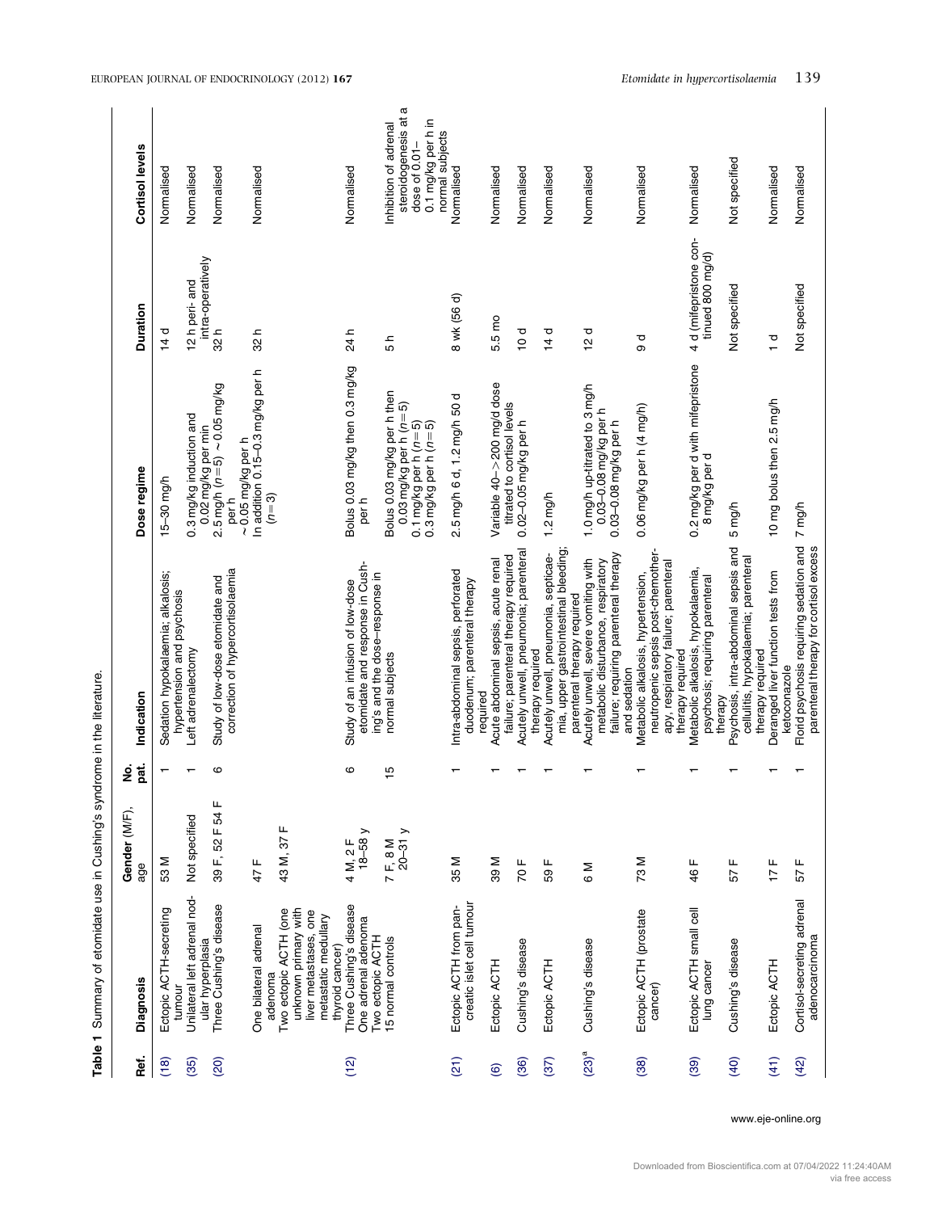**Table 1** Summary of etomidate use in Cushing's syndrome in the literature.

| Ref. | Diagnosis | Gender (M/F), age | No. pat. | Indication | Dose regime | Duration | Cortisol levels |
|---|---|---|---|---|---|---|---|
| (18) | Ectopic ACTH-secreting tumour | 53 M | 1 | Sedation hypokalaemia; alkalosis; hypertension and psychosis | 15–30 mg/h | 14 d | Normalised |
| (35) | Unilateral left adrenal nodular hyperplasia | Not specified | 1 | Left adrenalectomy | 0.3 mg/kg induction and 0.02 mg/kg per min | 12 h peri- and intra-operatively | Normalised |
| (20) | Three Cushing's disease | 39 F, 52 F 54 F | 6 | Study of low-dose etomidate and correction of hypercortisolaemia | 2.5 mg/h ($n=5$) ~0.05 mg/kg per h | 32 h | Normalised |
| | One bilateral adrenal adenoma | 47 F | | | ~0.05 mg/kg per h | | |
| | Two ectopic ACTH (one unknown primary with liver metastases, one metastatic medullary thyroid cancer) | 43 M, 37 F | | | In addition 0.15–0.3 mg/kg per h ($n=3$) | 32 h | Normalised |
| (12) | Three Cushing's disease One adrenal adenoma Two ectopic ACTH | 4 M, 2 F 18–58 y | 6 | Study of an infusion of low-dose etomidate and response in Cushing's and the dose–response in normal subjects | Bolus 0.03 mg/kg then 0.3 mg/kg per h | 24 h | Normalised |
| | 15 normal controls | 7 F, 8 M 20–31 y | 15 | | Bolus 0.03 mg/kg per h then 0.03 mg/kg per h ($n=5$) 0.1 mg/kg per h ($n=5$) 0.3 mg/kg per h ($n=5$) | 5 h | Inhibition of adrenal steroidogenesis at a dose of 0.01–0.1 mg/kg per h in normal subjects |
| (21) | Ectopic ACTH from pancreatic islet cell tumour | 35 M | 1 | Intra-abdominal sepsis, perforated duodenum; parenteral therapy required | 2.5 mg/h 6 d, 1.2 mg/h 50 d | 8 wk (56 d) | Normalised |
| (6) | Ectopic ACTH | 39 M | 1 | Acute abdominal sepsis, acute renal failure; parenteral therapy required | Variable 40–>200 mg/d dose titrated to cortisol levels | 5.5 mo | Normalised |
| (36) | Cushing's disease | 70 F | 1 | Acutely unwell, pneumonia; parenteral therapy required | 0.02–0.05 mg/kg per h | 10 d | Normalised |
| (37) | Ectopic ACTH | 59 F | 1 | Acutely unwell, pneumonia, septicaemia, upper gastrointestinal bleeding; parenteral therapy required | 1.2 mg/h | 14 d | Normalised |
| (23)[a] | Cushing's disease | 6 M | 1 | Acutely unwell, severe vomiting with metabolic disturbance, respiratory failure; requiring parenteral therapy and sedation | 1.0 mg/h up-titrated to 3 mg/h 0.03–0.08 mg/kg per h 0.03–0.08 mg/kg per h | 12 d | Normalised |
| (38) | Ectopic ACTH (prostate cancer) | 73 M | 1 | Metabolic alkalosis, hypertension, neutropenic sepsis post-chemotherapy, respiratory failure; parenteral therapy required | 0.06 mg/kg per h (4 mg/h) | 9 d | Normalised |
| (39) | Ectopic ACTH small cell lung cancer | 46 F | 1 | Metabolic alkalosis, hypokalaemia, psychosis; requiring parenteral therapy | 0.2 mg/kg per d with mifepristone 8 mg/kg per d | 4 d (mifepristone continued 800 mg/d) | Normalised |
| (40) | Cushing's disease | 57 F | 1 | Psychosis, intra-abdominal sepsis and cellulitis, hypokalaemia; parenteral therapy required | 5 mg/h | Not specified | Not specified |
| (41) | Ectopic ACTH | 17 F | 1 | Deranged liver function tests from ketoconazole | 10 mg bolus then 2.5 mg/h | 1 d | Normalised |
| (42) | Cortisol-secreting adrenal adenocarcinoma | 57 F | 1 | Florid psychosis requiring sedation and parenteral therapy for cortisol excess | 7 mg/h | Not specified | Normalised |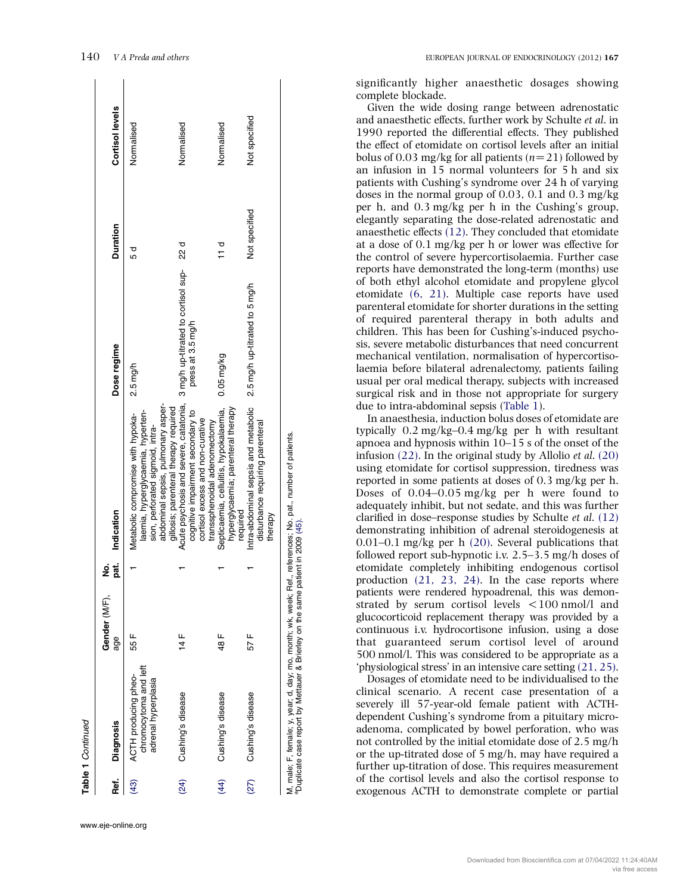**Table 1** *Continued*

| Ref. | Diagnosis | Gender (M/F), age | No. pat. | Indication | Dose regime | Duration | Cortisol levels |
|---|---|---|---|---|---|---|---|
| (43) | ACTH producing pheochromocytoma and left adrenal hyperplasia | 55 F | 1 | Metabolic compromise with hypokalaemia, hyperglycaemia, hypertension, perforated sigmoid, intra-abdominal sepsis, pulmonary aspergillosis; parenteral therapy required | 2.5 mg/h | 5 d | Normalised |
| (24) | Cushing's disease | 14 F | 1 | Acute psychosis and severe, catatonia, cognitive impairment secondary to cortisol excess and non-curative transsphenoidal adenomectomy | 3 mg/h up-titrated to cortisol suppress at 3.5 mg/h | 22 d | Normalised |
| (44) | Cushing's disease | 48 F | 1 | Septicaemia, cellulitis, hypokalaemia, hyperglycaemia; parenteral therapy required | 0.05 mg/kg | 11 d | Normalised |
| (27) | Cushing's disease | 57 F | 1 | Intra-abdominal sepsis and metabolic disturbance requiring parenteral therapy | 2.5 mg/h up-titrated to 5 mg/h | Not specified | Not specified |

M, male; F, female; y, year; d, day; mo, month; wk, week; Ref., references; No. pat., number of patients.
[a]Duplicate case report by Mettauer & Brierley on the same patient in 2009 (45).

significantly higher anaesthetic dosages showing complete blockade.

Given the wide dosing range between adrenostatic and anaesthetic effects, further work by Schulte *et al.* in 1990 reported the differential effects. They published the effect of etomidate on cortisol levels after an initial bolus of 0.03 mg/kg for all patients ($n=21$) followed by an infusion in 15 normal volunteers for 5 h and six patients with Cushing's syndrome over 24 h of varying doses in the normal group of 0.03, 0.1 and 0.3 mg/kg per h, and 0.3 mg/kg per h in the Cushing's group, elegantly separating the dose-related adrenostatic and anaesthetic effects (12). They concluded that etomidate at a dose of 0.1 mg/kg per h or lower was effective for the control of severe hypercortisolaemia. Further case reports have demonstrated the long-term (months) use of both ethyl alcohol etomidate and propylene glycol etomidate (6, 21). Multiple case reports have used parenteral etomidate for shorter durations in the setting of required parenteral therapy in both adults and children. This has been for Cushing's-induced psychosis, severe metabolic disturbances that need concurrent mechanical ventilation, normalisation of hypercortisolaemia before bilateral adrenalectomy, patients failing usual per oral medical therapy, subjects with increased surgical risk and in those not appropriate for surgery due to intra-abdominal sepsis (Table 1).

In anaesthesia, induction bolus doses of etomidate are typically 0.2 mg/kg–0.4 mg/kg per h with resultant apnoea and hypnosis within 10–15 s of the onset of the infusion (22). In the original study by Allolio *et al.* (20) using etomidate for cortisol suppression, tiredness was reported in some patients at doses of 0.3 mg/kg per h. Doses of 0.04–0.05 mg/kg per h were found to adequately inhibit, but not sedate, and this was further clarified in dose–response studies by Schulte *et al.* (12) demonstrating inhibition of adrenal steroidogenesis at 0.01–0.1 mg/kg per h (20). Several publications that followed report sub-hypnotic i.v. 2.5–3.5 mg/h doses of etomidate completely inhibiting endogenous cortisol production (21, 23, 24). In the case reports where patients were rendered hypoadrenal, this was demonstrated by serum cortisol levels <100 nmol/l and glucocorticoid replacement therapy was provided by a continuous i.v. hydrocortisone infusion, using a dose that guaranteed serum cortisol level of around 500 nmol/l. This was considered to be appropriate as a 'physiological stress' in an intensive care setting (21, 25).

Dosages of etomidate need to be individualised to the clinical scenario. A recent case presentation of a severely ill 57-year-old female patient with ACTH-dependent Cushing's syndrome from a pituitary microadenoma, complicated by bowel perforation, who was not controlled by the initial etomidate dose of 2.5 mg/h or the up-titrated dose of 5 mg/h, may have required a further up-titration of dose. This requires measurement of the cortisol levels and also the cortisol response to exogenous ACTH to demonstrate complete or partial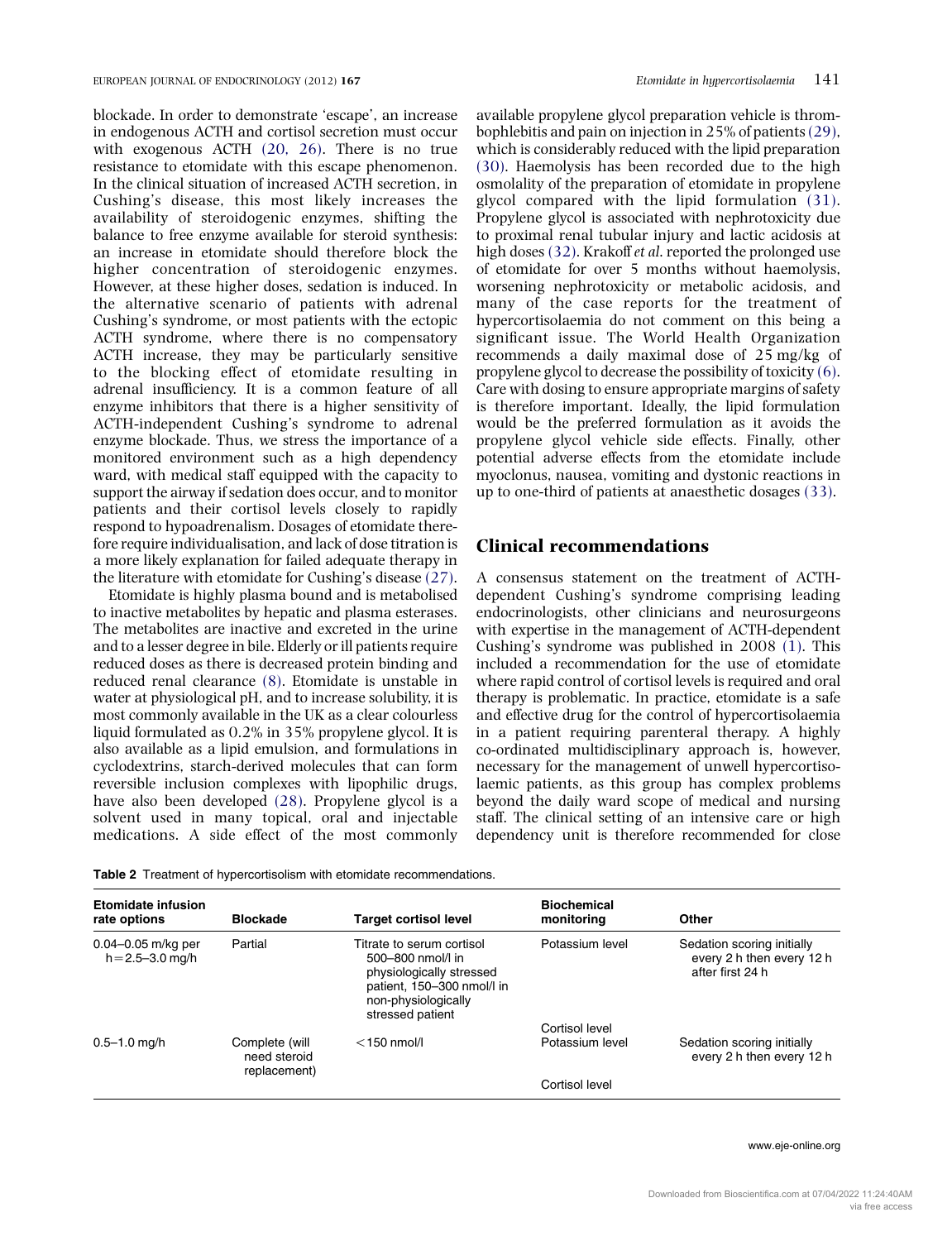blockade. In order to demonstrate 'escape', an increase in endogenous ACTH and cortisol secretion must occur with exogenous ACTH (20, 26). There is no true resistance to etomidate with this escape phenomenon. In the clinical situation of increased ACTH secretion, in Cushing's disease, this most likely increases the availability of steroidogenic enzymes, shifting the balance to free enzyme available for steroid synthesis: an increase in etomidate should therefore block the higher concentration of steroidogenic enzymes. However, at these higher doses, sedation is induced. In the alternative scenario of patients with adrenal Cushing's syndrome, or most patients with the ectopic ACTH syndrome, where there is no compensatory ACTH increase, they may be particularly sensitive to the blocking effect of etomidate resulting in adrenal insufficiency. It is a common feature of all enzyme inhibitors that there is a higher sensitivity of ACTH-independent Cushing's syndrome to adrenal enzyme blockade. Thus, we stress the importance of a monitored environment such as a high dependency ward, with medical staff equipped with the capacity to support the airway if sedation does occur, and to monitor patients and their cortisol levels closely to rapidly respond to hypoadrenalism. Dosages of etomidate therefore require individualisation, and lack of dose titration is a more likely explanation for failed adequate therapy in the literature with etomidate for Cushing's disease (27).

Etomidate is highly plasma bound and is metabolised to inactive metabolites by hepatic and plasma esterases. The metabolites are inactive and excreted in the urine and to a lesser degree in bile. Elderly or ill patients require reduced doses as there is decreased protein binding and reduced renal clearance (8). Etomidate is unstable in water at physiological pH, and to increase solubility, it is most commonly available in the UK as a clear colourless liquid formulated as 0.2% in 35% propylene glycol. It is also available as a lipid emulsion, and formulations in cyclodextrins, starch-derived molecules that can form reversible inclusion complexes with lipophilic drugs, have also been developed (28). Propylene glycol is a solvent used in many topical, oral and injectable medications. A side effect of the most commonly available propylene glycol preparation vehicle is thrombophlebitis and pain on injection in 25% of patients (29), which is considerably reduced with the lipid preparation (30). Haemolysis has been recorded due to the high osmolality of the preparation of etomidate in propylene glycol compared with the lipid formulation (31). Propylene glycol is associated with nephrotoxicity due to proximal renal tubular injury and lactic acidosis at high doses (32). Krakoff *et al*. reported the prolonged use of etomidate for over 5 months without haemolysis, worsening nephrotoxicity or metabolic acidosis, and many of the case reports for the treatment of hypercortisolaemia do not comment on this being a significant issue. The World Health Organization recommends a daily maximal dose of 25 mg/kg of propylene glycol to decrease the possibility of toxicity (6). Care with dosing to ensure appropriate margins of safety is therefore important. Ideally, the lipid formulation would be the preferred formulation as it avoids the propylene glycol vehicle side effects. Finally, other potential adverse effects from the etomidate include myoclonus, nausea, vomiting and dystonic reactions in up to one-third of patients at anaesthetic dosages (33).

## Clinical recommendations

A consensus statement on the treatment of ACTH-dependent Cushing's syndrome comprising leading endocrinologists, other clinicians and neurosurgeons with expertise in the management of ACTH-dependent Cushing's syndrome was published in 2008 (1). This included a recommendation for the use of etomidate where rapid control of cortisol levels is required and oral therapy is problematic. In practice, etomidate is a safe and effective drug for the control of hypercortisolaemia in a patient requiring parenteral therapy. A highly co-ordinated multidisciplinary approach is, however, necessary for the management of unwell hypercortisolaemic patients, as this group has complex problems beyond the daily ward scope of medical and nursing staff. The clinical setting of an intensive care or high dependency unit is therefore recommended for close

**Table 2** Treatment of hypercortisolism with etomidate recommendations.

| Etomidate infusion rate options | Blockade | Target cortisol level | Biochemical monitoring | Other |
|---|---|---|---|---|
| 0.04–0.05 m/kg per h = 2.5–3.0 mg/h | Partial | Titrate to serum cortisol 500–800 nmol/l in physiologically stressed patient, 150–300 nmol/l in non-physiologically stressed patient | Potassium level<br>Cortisol level | Sedation scoring initially every 2 h then every 12 h after first 24 h |
| 0.5–1.0 mg/h | Complete (will need steroid replacement) | <150 nmol/l | Potassium level<br>Cortisol level | Sedation scoring initially every 2 h then every 12 h |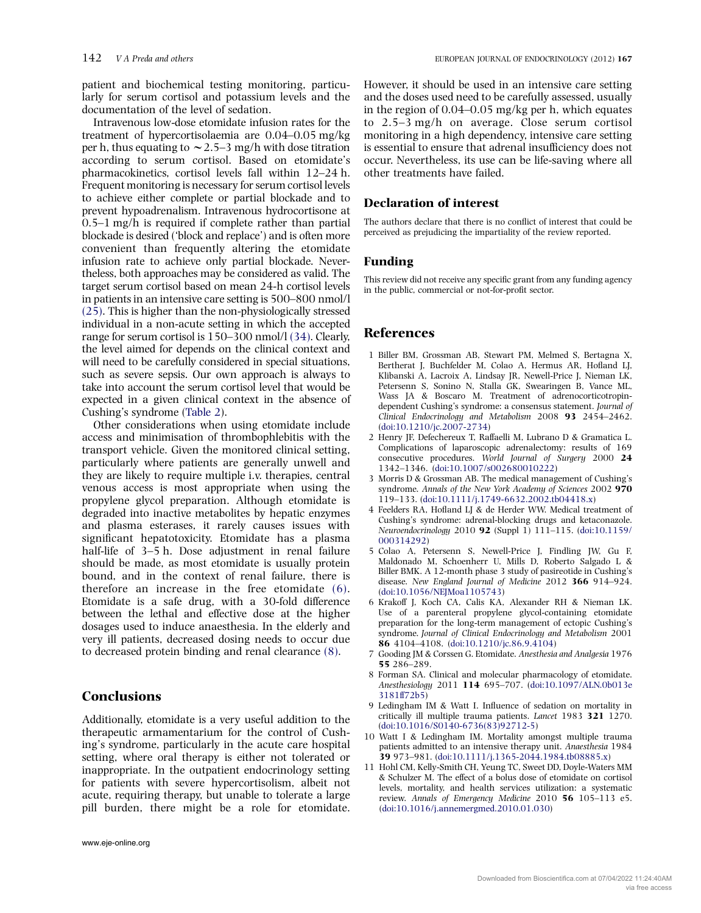patient and biochemical testing monitoring, particularly for serum cortisol and potassium levels and the documentation of the level of sedation.

Intravenous low-dose etomidate infusion rates for the treatment of hypercortisolaemia are 0.04–0.05 mg/kg per h, thus equating to ∼2.5–3 mg/h with dose titration according to serum cortisol. Based on etomidate's pharmacokinetics, cortisol levels fall within 12–24 h. Frequent monitoring is necessary for serum cortisol levels to achieve either complete or partial blockade and to prevent hypoadrenalism. Intravenous hydrocortisone at 0.5–1 mg/h is required if complete rather than partial blockade is desired ('block and replace') and is often more convenient than frequently altering the etomidate infusion rate to achieve only partial blockade. Nevertheless, both approaches may be considered as valid. The target serum cortisol based on mean 24-h cortisol levels in patients in an intensive care setting is 500–800 nmol/l (25). This is higher than the non-physiologically stressed individual in a non-acute setting in which the accepted range for serum cortisol is 150–300 nmol/l (34). Clearly, the level aimed for depends on the clinical context and will need to be carefully considered in special situations, such as severe sepsis. Our own approach is always to take into account the serum cortisol level that would be expected in a given clinical context in the absence of Cushing's syndrome (Table 2).

Other considerations when using etomidate include access and minimisation of thrombophlebitis with the transport vehicle. Given the monitored clinical setting, particularly where patients are generally unwell and they are likely to require multiple i.v. therapies, central venous access is most appropriate when using the propylene glycol preparation. Although etomidate is degraded into inactive metabolites by hepatic enzymes and plasma esterases, it rarely causes issues with significant hepatotoxicity. Etomidate has a plasma half-life of 3–5 h. Dose adjustment in renal failure should be made, as most etomidate is usually protein bound, and in the context of renal failure, there is therefore an increase in the free etomidate (6). Etomidate is a safe drug, with a 30-fold difference between the lethal and effective dose at the higher dosages used to induce anaesthesia. In the elderly and very ill patients, decreased dosing needs to occur due to decreased protein binding and renal clearance (8).

## Conclusions

Additionally, etomidate is a very useful addition to the therapeutic armamentarium for the control of Cushing's syndrome, particularly in the acute care hospital setting, where oral therapy is either not tolerated or inappropriate. In the outpatient endocrinology setting for patients with severe hypercortisolism, albeit not acute, requiring therapy, but unable to tolerate a large pill burden, there might be a role for etomidate. However, it should be used in an intensive care setting and the doses used need to be carefully assessed, usually in the region of 0.04–0.05 mg/kg per h, which equates to 2.5–3 mg/h on average. Close serum cortisol monitoring in a high dependency, intensive care setting is essential to ensure that adrenal insufficiency does not occur. Nevertheless, its use can be life-saving where all other treatments have failed.

## Declaration of interest

The authors declare that there is no conflict of interest that could be perceived as prejudicing the impartiality of the review reported.

## Funding

This review did not receive any specific grant from any funding agency in the public, commercial or not-for-profit sector.

## References

1. Biller BM, Grossman AB, Stewart PM, Melmed S, Bertagna X, Bertherat J, Buchfelder M, Colao A, Hermus AR, Hofland LJ, Klibanski A, Lacroix A, Lindsay JR, Newell-Price J, Nieman LK, Petersenn S, Sonino N, Stalla GK, Swearingen B, Vance ML, Wass JA & Boscaro M. Treatment of adrenocorticotropin-dependent Cushing's syndrome: a consensus statement. *Journal of Clinical Endocrinology and Metabolism* 2008 **93** 2454–2462. (doi:10.1210/jc.2007-2734)
2. Henry JF, Defechereux T, Raffaelli M, Lubrano D & Gramatica L. Complications of laparoscopic adrenalectomy: results of 169 consecutive procedures. *World Journal of Surgery* 2000 **24** 1342–1346. (doi:10.1007/s002680010222)
3. Morris D & Grossman AB. The medical management of Cushing's syndrome. *Annals of the New York Academy of Sciences* 2002 **970** 119–133. (doi:10.1111/j.1749-6632.2002.tb04418.x)
4. Feelders RA, Hofland LJ & de Herder WW. Medical treatment of Cushing's syndrome: adrenal-blocking drugs and ketaconazole. *Neuroendocrinology* 2010 **92** (Suppl 1) 111–115. (doi:10.1159/000314292)
5. Colao A, Petersenn S, Newell-Price J, Findling JW, Gu F, Maldonado M, Schoenherr U, Mills D, Roberto Salgado L & Biller BMK. A 12-month phase 3 study of pasireotide in Cushing's disease. *New England Journal of Medicine* 2012 **366** 914–924. (doi:10.1056/NEJMoa1105743)
6. Krakoff J, Koch CA, Calis KA, Alexander RH & Nieman LK. Use of a parenteral propylene glycol-containing etomidate preparation for the long-term management of ectopic Cushing's syndrome. *Journal of Clinical Endocrinology and Metabolism* 2001 **86** 4104–4108. (doi:10.1210/jc.86.9.4104)
7. Gooding JM & Corssen G. Etomidate. *Anesthesia and Analgesia* 1976 **55** 286–289.
8. Forman SA. Clinical and molecular pharmacology of etomidate. *Anesthesiology* 2011 **114** 695–707. (doi:10.1097/ALN.0b013e3181ff72b5)
9. Ledingham IM & Watt I. Influence of sedation on mortality in critically ill multiple trauma patients. *Lancet* 1983 **321** 1270. (doi:10.1016/S0140-6736(83)92712-5)
10. Watt I & Ledingham IM. Mortality amongst multiple trauma patients admitted to an intensive therapy unit. *Anaesthesia* 1984 **39** 973–981. (doi:10.1111/j.1365-2044.1984.tb08885.x)
11. Hohl CM, Kelly-Smith CH, Yeung TC, Sweet DD, Doyle-Waters MM & Schulzer M. The effect of a bolus dose of etomidate on cortisol levels, mortality, and health services utilization: a systematic review. *Annals of Emergency Medicine* 2010 **56** 105–113 e5. (doi:10.1016/j.annemergmed.2010.01.030)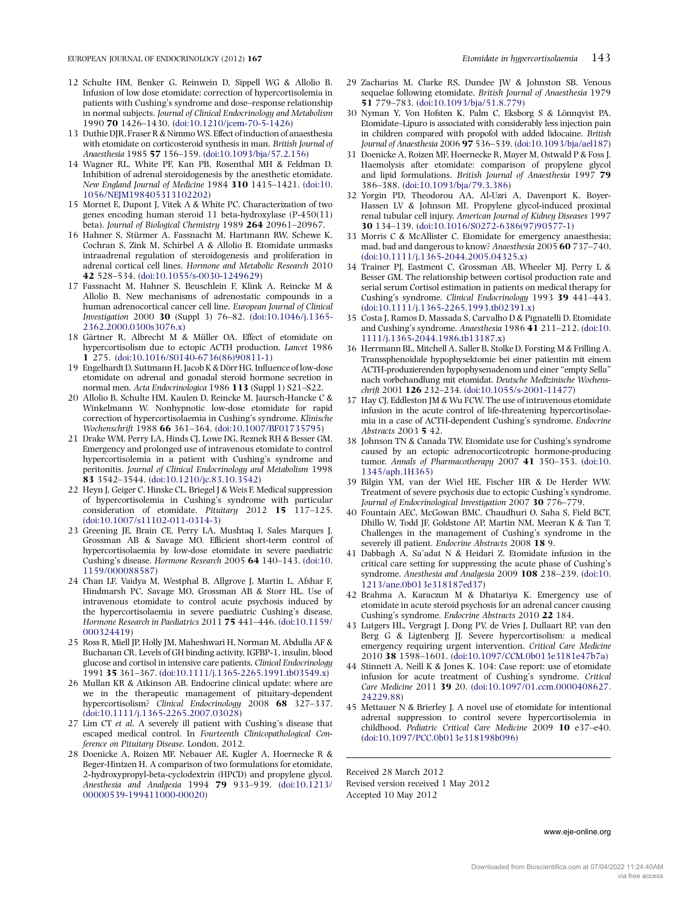12 Schulte HM, Benker G, Reinwein D, Sippell WG & Allolio B. Infusion of low dose etomidate: correction of hypercortisolemia in patients with Cushing's syndrome and dose–response relationship in normal subjects. *Journal of Clinical Endocrinology and Metabolism* 1990 **70** 1426–1430. (doi:10.1210/jcem-70-5-1426)

13 Duthie DJR, Fraser R & Nimmo WS. Effect of induction of anaesthesia with etomidate on corticosteroid synthesis in man. *British Journal of Anaesthesia* 1985 **57** 156–159. (doi:10.1093/bja/57.2.156)

14 Wagner RL, White PF, Kan PB, Rosenthal MH & Feldman D. Inhibition of adrenal steroidogenesis by the anesthetic etomidate. *New England Journal of Medicine* 1984 **310** 1415–1421. (doi:10.1056/NEJM198405313102202)

15 Mornet E, Dupont J, Vitek A & White PC. Characterization of two genes encoding human steroid 11 beta-hydroxylase (P-450(11) beta). *Journal of Biological Chemistry* 1989 **264** 20961–20967.

16 Hahner S, Stürmer A, Fassnacht M, Hartmann RW, Schewe K, Cochran S, Zink M, Schirbel A & Allolio B. Etomidate unmasks intraadrenal regulation of steroidogenesis and proliferation in adrenal cortical cell lines. *Hormone and Metabolic Research* 2010 **42** 528–534. (doi:10.1055/s-0030-1249629)

17 Fassnacht M, Hahner S, Beuschlein F, Klink A, Reincke M & Allolio B. New mechanisms of adrenostatic compounds in a human adrenocortical cancer cell line. *European Journal of Clinical Investigation* 2000 **30** (Suppl 3) 76–82. (doi:10.1046/j.1365-2362.2000.0300s3076.x)

18 Gärtner R, Albrecht M & Müller OA. Effect of etomidate on hypercortisolism due to ectopic ACTH production. *Lancet* 1986 **1** 275. (doi:10.1016/S0140-6736(86)90811-1)

19 Engelhardt D, Suttmann H, Jacob K & Dörr HG. Influence of low-dose etomidate on adrenal and gonadal steroid hormone secretion in normal men. *Acta Endocrinologica* 1986 **113** (Suppl 1) S21–S22.

20 Allolio B, Schulte HM, Kaulen D, Reincke M, Jaursch-Hancke C & Winkelmann W. Nonhypnotic low-dose etomidate for rapid correction of hypercortisolaemia in Cushing's syndrome. *Klinische Wochenschrift* 1988 **66** 361–364. (doi:10.1007/BF01735795)

21 Drake WM, Perry LA, Hinds CJ, Lowe DG, Reznek RH & Besser GM. Emergency and prolonged use of intravenous etomidate to control hypercortisolemia in a patient with Cushing's syndrome and peritonitis. *Journal of Clinical Endocrinology and Metabolism* 1998 **83** 3542–3544. (doi:10.1210/jc.83.10.3542)

22 Heyn J, Geiger C, Hinske CL, Briegel J & Weis F. Medical suppression of hypercortisolemia in Cushing's syndrome with particular consideration of etomidate. *Pituitary* 2012 **15** 117–125. (doi:10.1007/s11102-011-0314-3)

23 Greening JE, Brain CE, Perry LA, Mushtaq I, Sales Marques J, Grossman AB & Savage MO. Efficient short-term control of hypercortisolaemia by low-dose etomidate in severe paediatric Cushing's disease. *Hormone Research* 2005 **64** 140–143. (doi:10.1159/000088587)

24 Chan LF, Vaidya M, Westphal B, Allgrove J, Martin L, Afshar F, Hindmarsh PC, Savage MO, Grossman AB & Storr HL. Use of intravenous etomidate to control acute psychosis induced by the hypercortisolaemia in severe paediatric Cushing's disease. *Hormone Research in Paediatrics* 2011 **75** 441–446. (doi:10.1159/000324419)

25 Ross R, Miell JP, Holly JM, Maheshwari H, Norman M, Abdulla AF & Buchanan CR. Levels of GH binding activity, IGFBP-1, insulin, blood glucose and cortisol in intensive care patients. *Clinical Endocrinology* 1991 **35** 361–367. (doi:10.1111/j.1365-2265.1991.tb03549.x)

26 Mullan KR & Atkinson AB. Endocrine clinical update: where are we in the therapeutic management of pituitary-dependent hypercortisolism? *Clinical Endocrinology* 2008 **68** 327–337. (doi:10.1111/j.1365-2265.2007.03028)

27 Lim CT *et al.* A severely ill patient with Cushing's disease that escaped medical control. In *Fourteenth Clinicopathological Conference on Pituitary Disease*. London, 2012.

28 Doenicke A, Roizen MF, Nebauer AE, Kugler A, Hoernecke R & Beger-Hintzen H. A comparison of two formulations for etomidate, 2-hydroxypropyl-beta-cyclodextrin (HPCD) and propylene glycol. *Anesthesia and Analgesia* 1994 **79** 933–939. (doi:10.1213/00000539-199411000-00020)

29 Zacharias M, Clarke RS, Dundee JW & Johnston SB. Venous sequelae following etomidate. *British Journal of Anaesthesia* 1979 **51** 779–783. (doi:10.1093/bja/51.8.779)

30 Nyman Y, Von Hofsten K, Palm C, Eksborg S & Lönnqvist PA. Etomidate–Lipuro is associated with considerably less injection pain in children compared with propofol with added lidocaine. *British Journal of Anaesthesia* 2006 **97** 536–539. (doi:10.1093/bja/ael187)

31 Doenicke A, Roizen MF, Hoernecke R, Mayer M, Ostwald P & Foss J. Haemolysis after etomidate: comparison of propylene glycol and lipid formulations. *British Journal of Anaesthesia* 1997 **79** 386–388. (doi:10.1093/bja/79.3.386)

32 Yorgin PD, Theodorou AA, Al-Uzri A, Davenport K, Boyer-Hassen LV & Johnson MI. Propylene glycol-induced proximal renal tubular cell injury. *American Journal of Kidney Diseases* 1997 **30** 134–139. (doi:10.1016/S0272-6386(97)90577-1)

33 Morris C & McAllister C. Etomidate for emergency anaesthesia; mad, bad and dangerous to know? *Anaesthesia* 2005 **60** 737–740. (doi:10.1111/j.1365-2044.2005.04325.x)

34 Trainer PJ, Eastment C, Grossman AB, Wheeler MJ, Perry L & Besser GM. The relationship between cortisol production rate and serial serum Cortisol estimation in patients on medical therapy for Cushing's syndrome. *Clinical Endocrinology* 1993 **39** 441–443. (doi:10.1111/j.1365-2265.1993.tb02391.x)

35 Costa J, Ramos D, Massada S, Carvalho D & Pignatelli D. Etomidate and Cushing's syndrome. *Anaesthesia* 1986 **41** 211–212. (doi:10.1111/j.1365-2044.1986.tb13187.x)

36 Herrmann BL, Mitchell A, Saller B, Stolke D, Forsting M & Frilling A. Transsphenoidale hypophysektomie bei einer patientin mit einem ACTH-produzierenden hypophysenadenom und einer "empty Sella" nach vorbehandlung mit etomidat. *Deutsche Medizinische Wochenschrift* 2001 **126** 232–234. (doi:10.1055/s-2001-11477)

37 Hay CJ, Eddleston JM & Wu FCW. The use of intravenous etomidate infusion in the acute control of life-threatening hypercortisolaemia in a case of ACTH-dependent Cushing's syndrome. *Endocrine Abstracts* 2003 **5** 42.

38 Johnson TN & Canada TW. Etomidate use for Cushing's syndrome caused by an ectopic adrenocorticotropic hormone-producing tumor. *Annals of Pharmacotherapy* 2007 **41** 350–353. (doi:10.1345/aph.1H365)

39 Bilgin YM, van der Wiel HE, Fischer HR & De Herder WW. Treatment of severe psychosis due to ectopic Cushing's syndrome. *Journal of Endocrinological Investigation* 2007 **30** 776–779.

40 Fountain AEC, McGowan BMC, Chaudhuri O, Saha S, Field BCT, Dhillo W, Todd JF, Goldstone AP, Martin NM, Meeran K & Tan T. Challenges in the management of Cushing's syndrome in the severely ill patient. *Endocrine Abstracts* 2008 **18** 9.

41 Dabbagh A, Sa'adat N & Heidari Z. Etomidate infusion in the critical care setting for suppressing the acute phase of Cushing's syndrome. *Anesthesia and Analgesia* 2009 **108** 238–239. (doi:10.1213/ane.0b013e318187ed37)

42 Brahma A, Karaczun M & Dhatariya K. Emergency use of etomidate in acute steroid psychosis for an adrenal cancer causing Cushing's syndrome. *Endocrine Abstracts* 2010 **22** 184.

43 Lutgers HL, Vergragt J, Dong PV, de Vries J, Dullaart RP, van den Berg G & Ligtenberg JJ. Severe hypercortisolism: a medical emergency requiring urgent intervention. *Critical Care Medicine* 2010 **38** 1598–1601. (doi:10.1097/CCM.0b013e3181e47b7a)

44 Stinnett A, Neill K & Jones K. 104: Case report: use of etomidate infusion for acute treatment of Cushing's syndrome. *Critical Care Medicine* 2011 **39** 20. (doi:10.1097/01.ccm.0000408627.24229.88)

45 Mettauer N & Brierley J. A novel use of etomidate for intentional adrenal suppression to control severe hypercortisolemia in childhood. *Pediatric Critical Care Medicine* 2009 **10** e37–e40. (doi:10.1097/PCC.0b013e318198b096)

---

Received 28 March 2012
Revised version received 1 May 2012
Accepted 10 May 2012